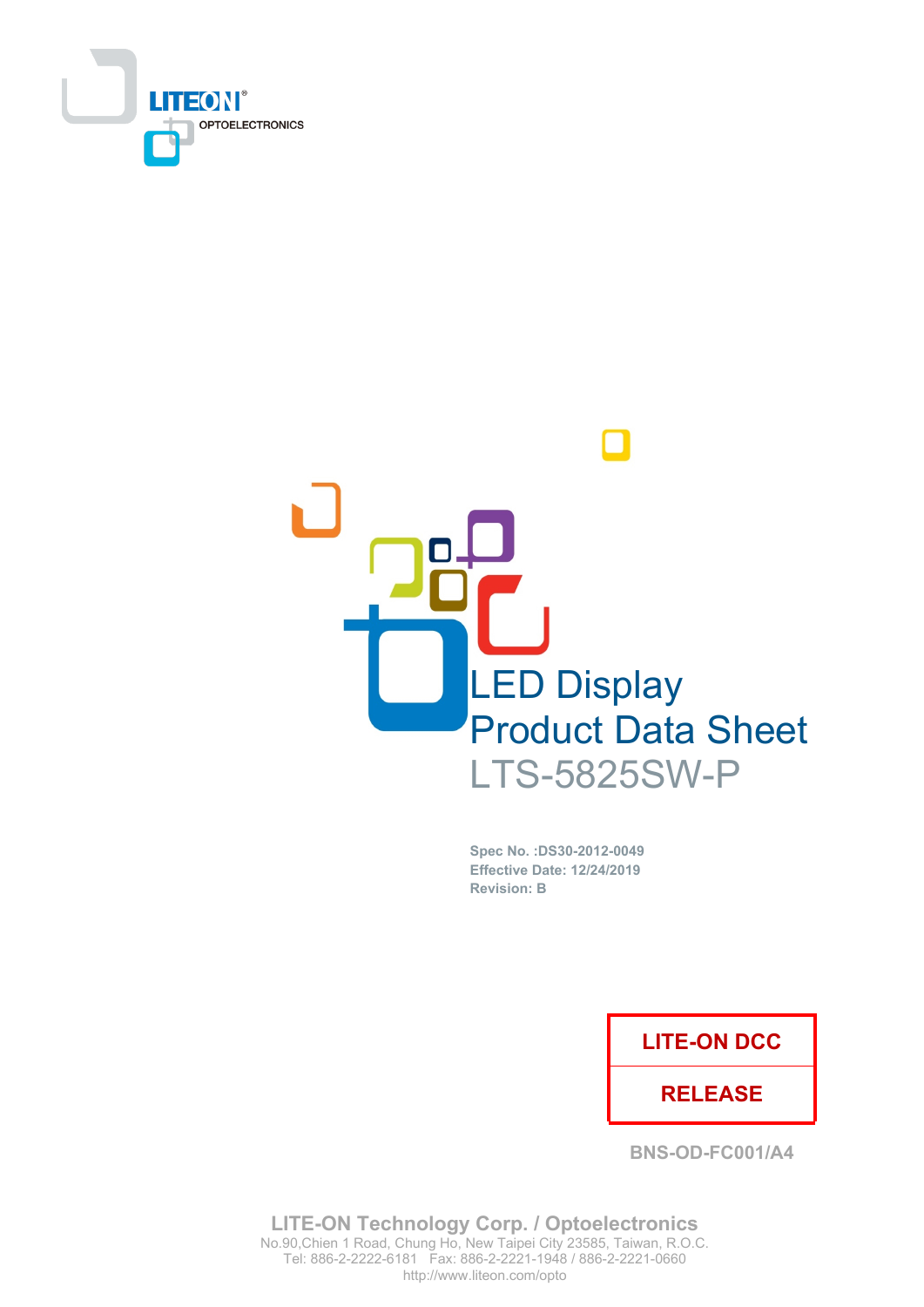LITEON®
OPTOELECTRONICS

# LED Display
# Product Data Sheet
# LTS-5825SW-P

**Spec No. :DS30-2012-0049**
**Effective Date: 12/24/2019**
**Revision: B**

| LITE-ON DCC |
| --- |
| RELEASE |

BNS-OD-FC001/A4

**LITE-ON Technology Corp. / Optoelectronics**
No.90,Chien 1 Road, Chung Ho, New Taipei City 23585, Taiwan, R.O.C.
Tel: 886-2-2222-6181 Fax: 886-2-2221-1948 / 886-2-2221-0660
http://www.liteon.com/opto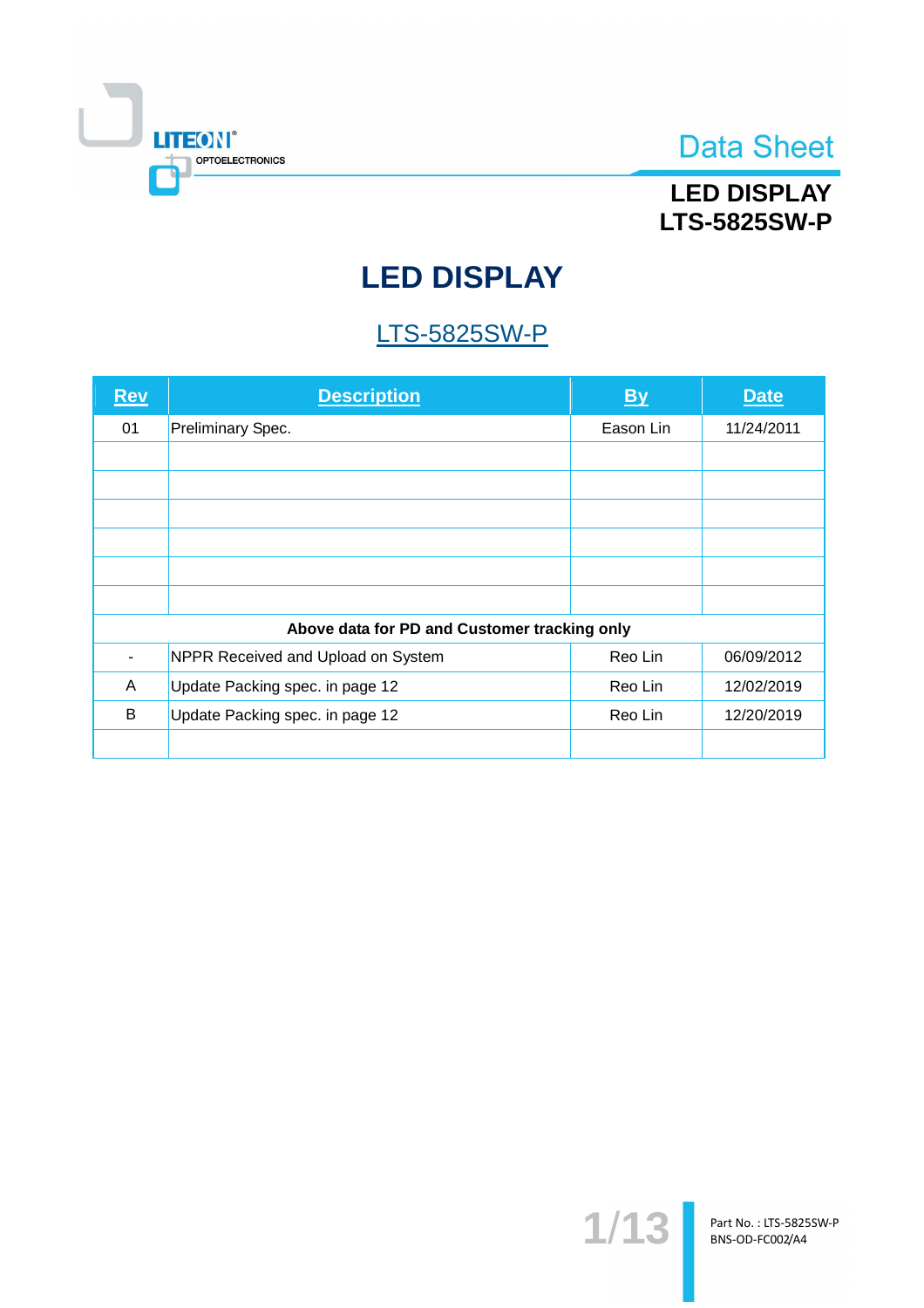# LED DISPLAY

## LTS-5825SW-P

| Rev | Description | By | Date |
|---|---|---|---|
| 01 | Preliminary Spec. | Eason Lin | 11/24/2011 |
| | | | |
| | | | |
| | | | |
| | | | |
| | | | |
| | | | |
| **Above data for PD and Customer tracking only** | | | |
| - | NPPR Received and Upload on System | Reo Lin | 06/09/2012 |
| A | Update Packing spec. in page 12 | Reo Lin | 12/02/2019 |
| B | Update Packing spec. in page 12 | Reo Lin | 12/20/2019 |
| | | | |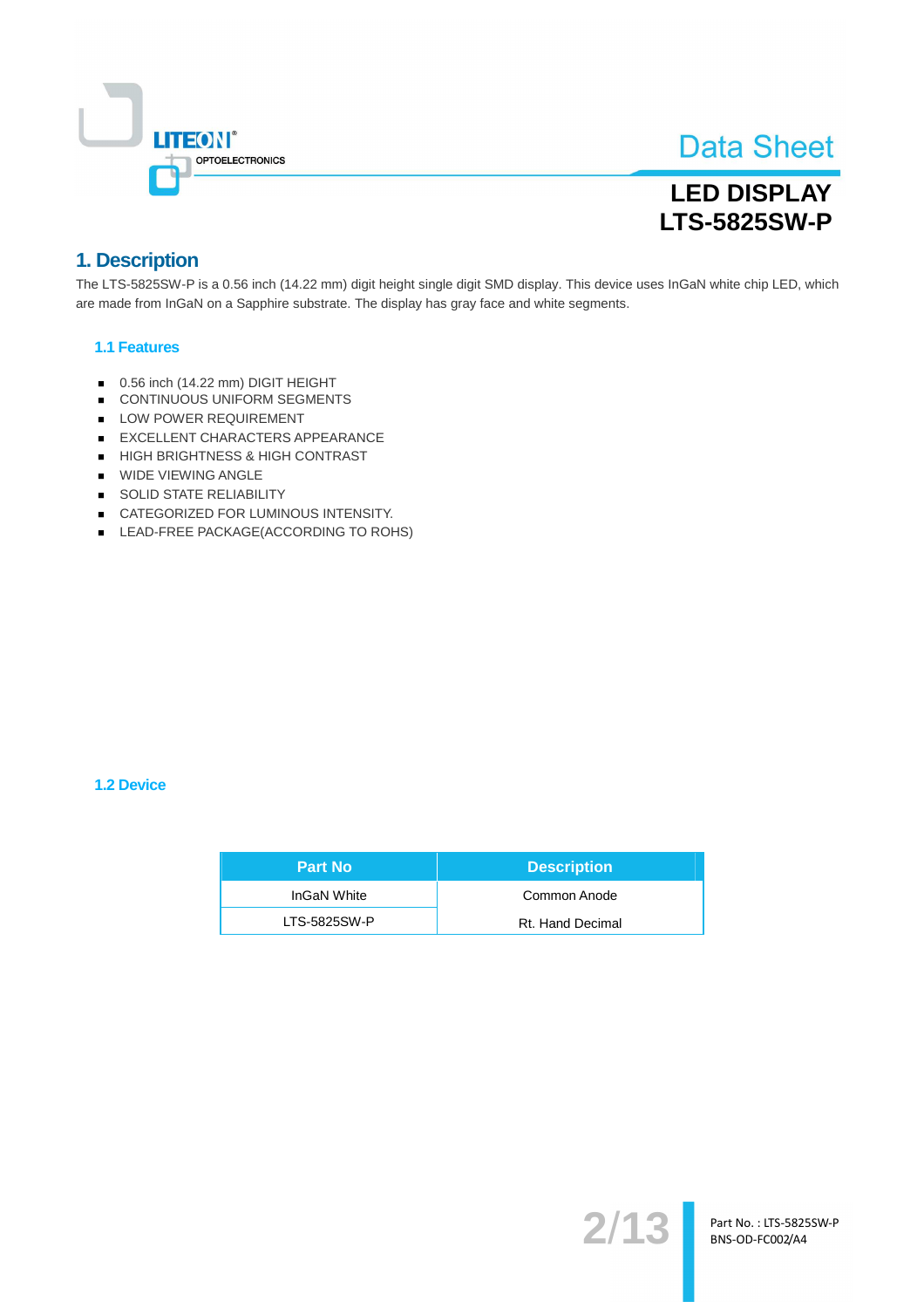# 1. Description

The LTS-5825SW-P is a 0.56 inch (14.22 mm) digit height single digit SMD display. This device uses InGaN white chip LED, which are made from InGaN on a Sapphire substrate. The display has gray face and white segments.

## 1.1 Features

- 0.56 inch (14.22 mm) DIGIT HEIGHT
- CONTINUOUS UNIFORM SEGMENTS
- LOW POWER REQUIREMENT
- EXCELLENT CHARACTERS APPEARANCE
- HIGH BRIGHTNESS & HIGH CONTRAST
- WIDE VIEWING ANGLE
- SOLID STATE RELIABILITY
- CATEGORIZED FOR LUMINOUS INTENSITY.
- LEAD-FREE PACKAGE(ACCORDING TO ROHS)

## 1.2 Device

| Part No | Description |
|---|---|
| InGaN White | Common Anode |
| LTS-5825SW-P | Rt. Hand Decimal |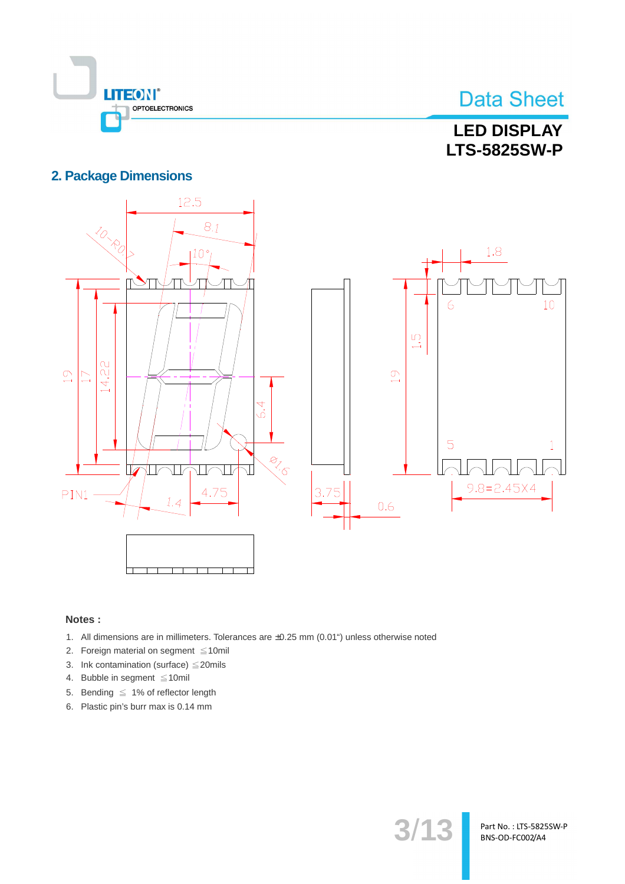## 2. Package Dimensions

**Notes :**

1. All dimensions are in millimeters. Tolerances are ±0.25 mm (0.01") unless otherwise noted
2. Foreign material on segment ≦10mil
3. Ink contamination (surface) ≦20mils
4. Bubble in segment ≦10mil
5. Bending ≦ 1% of reflector length
6. Plastic pin's burr max is 0.14 mm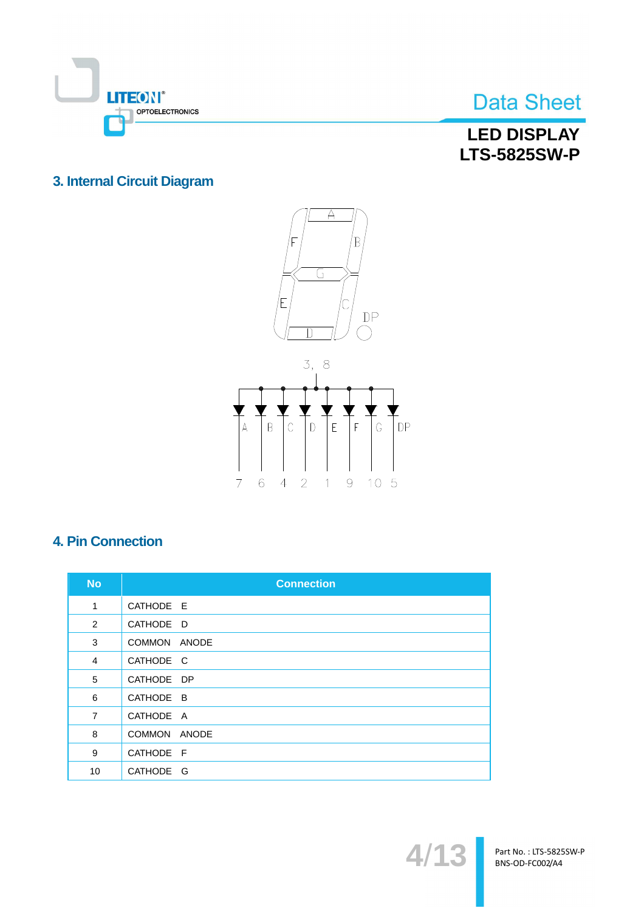## 3. Internal Circuit Diagram

## 4. Pin Connection

| No | Connection |
|---|---|
| 1 | CATHODE E |
| 2 | CATHODE D |
| 3 | COMMON ANODE |
| 4 | CATHODE C |
| 5 | CATHODE DP |
| 6 | CATHODE B |
| 7 | CATHODE A |
| 8 | COMMON ANODE |
| 9 | CATHODE F |
| 10 | CATHODE G |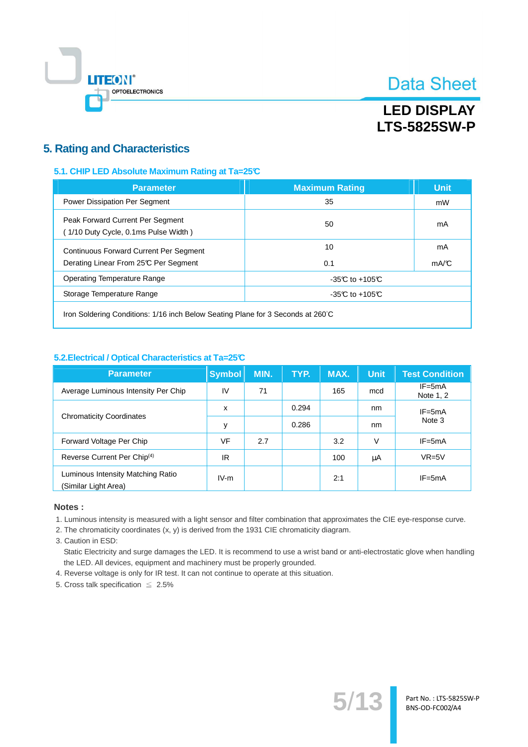## 5. Rating and Characteristics

### 5.1. CHIP LED Absolute Maximum Rating at Ta=25℃

| Parameter | Maximum Rating | Unit |
|---|---|---|
| Power Dissipation Per Segment | 35 | mW |
| Peak Forward Current Per Segment ( 1/10 Duty Cycle, 0.1ms Pulse Width ) | 50 | mA |
| Continuous Forward Current Per Segment | 10 | mA |
| Derating Linear From 25℃ Per Segment | 0.1 | mA/℃ |
| Operating Temperature Range | -35℃ to +105℃ | |
| Storage Temperature Range | -35℃ to +105℃ | |
| Iron Soldering Conditions: 1/16 inch Below Seating Plane for 3 Seconds at 260°C | | |

### 5.2.Electrical / Optical Characteristics at Ta=25℃

| Parameter | Symbol | MIN. | TYP. | MAX. | Unit | Test Condition |
|---|---|---|---|---|---|---|
| Average Luminous Intensity Per Chip | IV | 71 | | 165 | mcd | IF=5mA Note 1, 2 |
| Chromaticity Coordinates | x | | 0.294 | | nm | IF=5mA Note 3 |
| | y | | 0.286 | | nm | |
| Forward Voltage Per Chip | VF | 2.7 | | 3.2 | V | IF=5mA |
| Reverse Current Per Chip(4) | IR | | | 100 | μA | VR=5V |
| Luminous Intensity Matching Ratio (Similar Light Area) | IV-m | | | 2:1 | | IF=5mA |

**Notes :**

1. Luminous intensity is measured with a light sensor and filter combination that approximates the CIE eye-response curve.
2. The chromaticity coordinates (x, y) is derived from the 1931 CIE chromaticity diagram.
3. Caution in ESD:
   Static Electricity and surge damages the LED. It is recommend to use a wrist band or anti-electrostatic glove when handling the LED. All devices, equipment and machinery must be properly grounded.
4. Reverse voltage is only for IR test. It can not continue to operate at this situation.
5. Cross talk specification ≦ 2.5%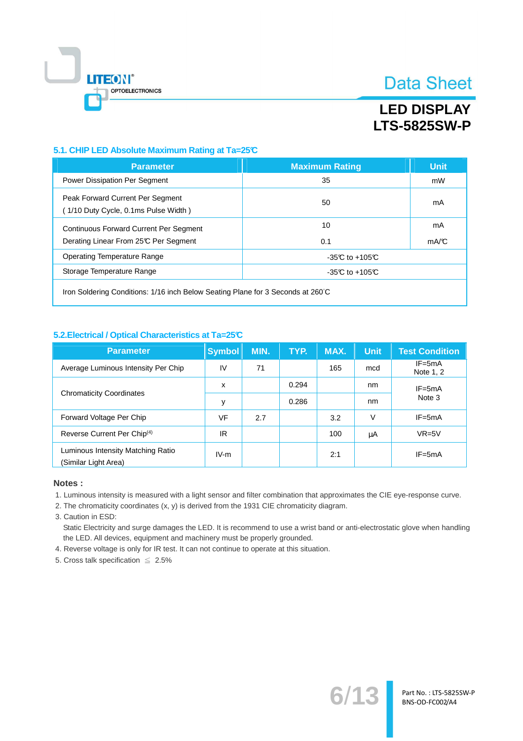## 5.1. CHIP LED Absolute Maximum Rating at Ta=25℃

| Parameter | Maximum Rating | Unit |
|---|---|---|
| Power Dissipation Per Segment | 35 | mW |
| Peak Forward Current Per Segment ( 1/10 Duty Cycle, 0.1ms Pulse Width ) | 50 | mA |
| Continuous Forward Current Per Segment | 10 | mA |
| Derating Linear From 25℃ Per Segment | 0.1 | mA/℃ |
| Operating Temperature Range | -35℃ to +105℃ | |
| Storage Temperature Range | -35℃ to +105℃ | |
| Iron Soldering Conditions: 1/16 inch Below Seating Plane for 3 Seconds at 260°C | | |

## 5.2.Electrical / Optical Characteristics at Ta=25℃

| Parameter | Symbol | MIN. | TYP. | MAX. | Unit | Test Condition |
|---|---|---|---|---|---|---|
| Average Luminous Intensity Per Chip | IV | 71 | | 165 | mcd | IF=5mA Note 1, 2 |
| Chromaticity Coordinates | x | | 0.294 | | nm | IF=5mA Note 3 |
| | y | | 0.286 | | nm | |
| Forward Voltage Per Chip | VF | 2.7 | | 3.2 | V | IF=5mA |
| Reverse Current Per Chip(4) | IR | | | 100 | μA | VR=5V |
| Luminous Intensity Matching Ratio (Similar Light Area) | IV-m | | | 2:1 | | IF=5mA |

**Notes :**

1. Luminous intensity is measured with a light sensor and filter combination that approximates the CIE eye-response curve.
2. The chromaticity coordinates (x, y) is derived from the 1931 CIE chromaticity diagram.
3. Caution in ESD:
   Static Electricity and surge damages the LED. It is recommend to use a wrist band or anti-electrostatic glove when handling the LED. All devices, equipment and machinery must be properly grounded.
4. Reverse voltage is only for IR test. It can not continue to operate at this situation.
5. Cross talk specification ≦ 2.5%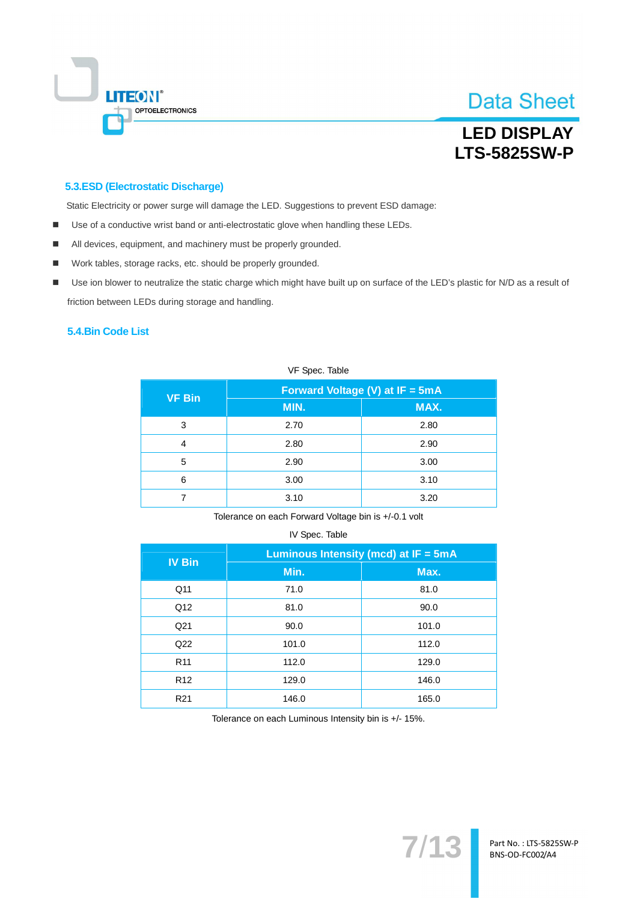### 5.3.ESD (Electrostatic Discharge)

Static Electricity or power surge will damage the LED. Suggestions to prevent ESD damage:

- Use of a conductive wrist band or anti-electrostatic glove when handling these LEDs.
- All devices, equipment, and machinery must be properly grounded.
- Work tables, storage racks, etc. should be properly grounded.
- Use ion blower to neutralize the static charge which might have built up on surface of the LED's plastic for N/D as a result of friction between LEDs during storage and handling.

### 5.4.Bin Code List

VF Spec. Table

| VF Bin | Forward Voltage (V) at IF = 5mA | |
|---|---|---|
| | MIN. | MAX. |
| 3 | 2.70 | 2.80 |
| 4 | 2.80 | 2.90 |
| 5 | 2.90 | 3.00 |
| 6 | 3.00 | 3.10 |
| 7 | 3.10 | 3.20 |

Tolerance on each Forward Voltage bin is +/-0.1 volt

IV Spec. Table

| IV Bin | Luminous Intensity (mcd) at IF = 5mA | |
|---|---|---|
| | Min. | Max. |
| Q11 | 71.0 | 81.0 |
| Q12 | 81.0 | 90.0 |
| Q21 | 90.0 | 101.0 |
| Q22 | 101.0 | 112.0 |
| R11 | 112.0 | 129.0 |
| R12 | 129.0 | 146.0 |
| R21 | 146.0 | 165.0 |

Tolerance on each Luminous Intensity bin is +/- 15%.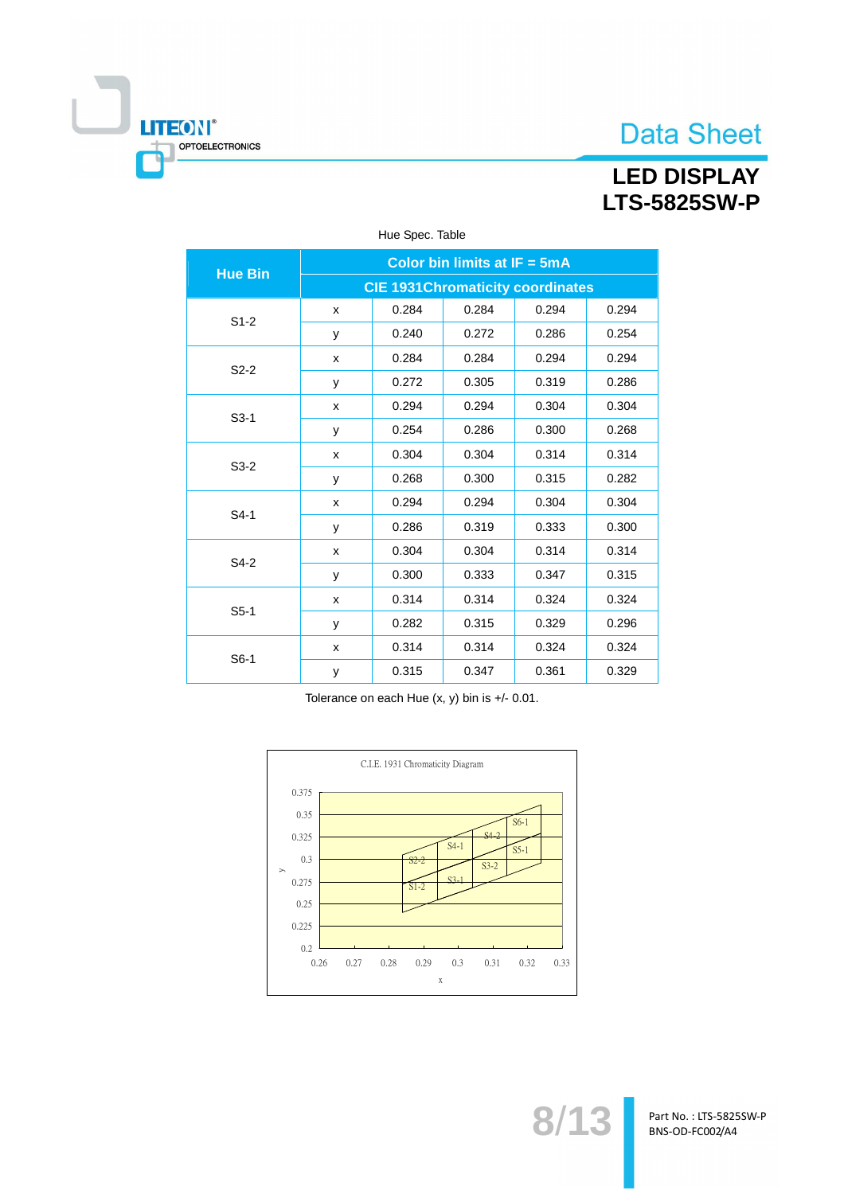Hue Spec. Table

| Hue Bin | Color bin limits at IF = 5mA | | | | |
|---|---|---|---|---|---|
| | CIE 1931Chromaticity coordinates | | | | |
| S1-2 | x | 0.284 | 0.284 | 0.294 | 0.294 |
| | y | 0.240 | 0.272 | 0.286 | 0.254 |
| S2-2 | x | 0.284 | 0.284 | 0.294 | 0.294 |
| | y | 0.272 | 0.305 | 0.319 | 0.286 |
| S3-1 | x | 0.294 | 0.294 | 0.304 | 0.304 |
| | y | 0.254 | 0.286 | 0.300 | 0.268 |
| S3-2 | x | 0.304 | 0.304 | 0.314 | 0.314 |
| | y | 0.268 | 0.300 | 0.315 | 0.282 |
| S4-1 | x | 0.294 | 0.294 | 0.304 | 0.304 |
| | y | 0.286 | 0.319 | 0.333 | 0.300 |
| S4-2 | x | 0.304 | 0.304 | 0.314 | 0.314 |
| | y | 0.300 | 0.333 | 0.347 | 0.315 |
| S5-1 | x | 0.314 | 0.314 | 0.324 | 0.324 |
| | y | 0.282 | 0.315 | 0.329 | 0.296 |
| S6-1 | x | 0.314 | 0.314 | 0.324 | 0.324 |
| | y | 0.315 | 0.347 | 0.361 | 0.329 |

Tolerance on each Hue (x, y) bin is +/- 0.01.

C.I.E. 1931 Chromaticity Diagram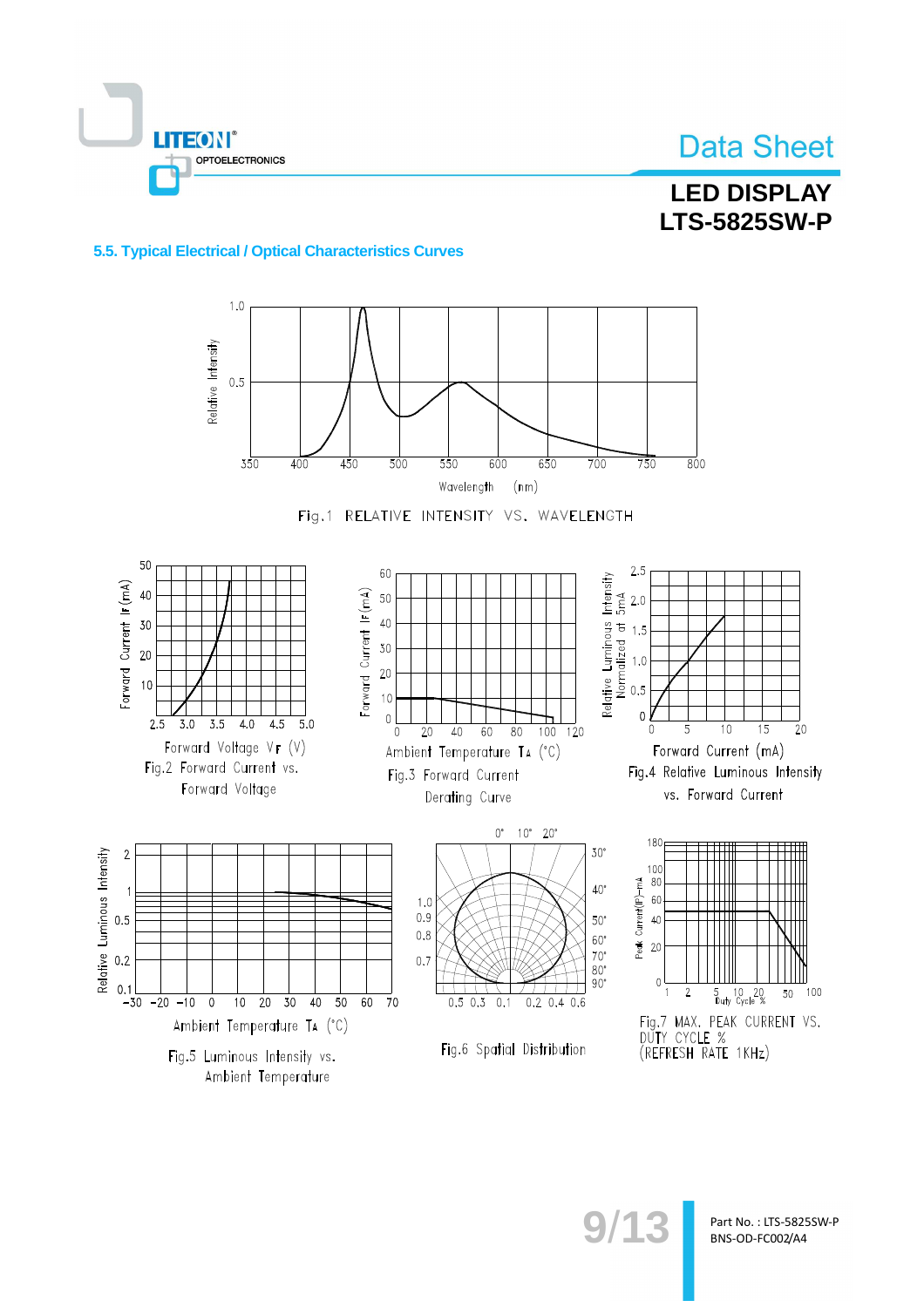## 5.5. Typical Electrical / Optical Characteristics Curves

Fig.1 RELATIVE INTENSITY VS. WAVELENGTH

Fig.2 Forward Current vs. Forward Voltage

Fig.3 Forward Current Derating Curve

Fig.4 Relative Luminous Intensity vs. Forward Current

Fig.5 Luminous Intensity vs. Ambient Temperature

Fig.6 Spatial Distribution

Fig.7 MAX. PEAK CURRENT VS. DUTY CYCLE % (REFRESH RATE 1KHz)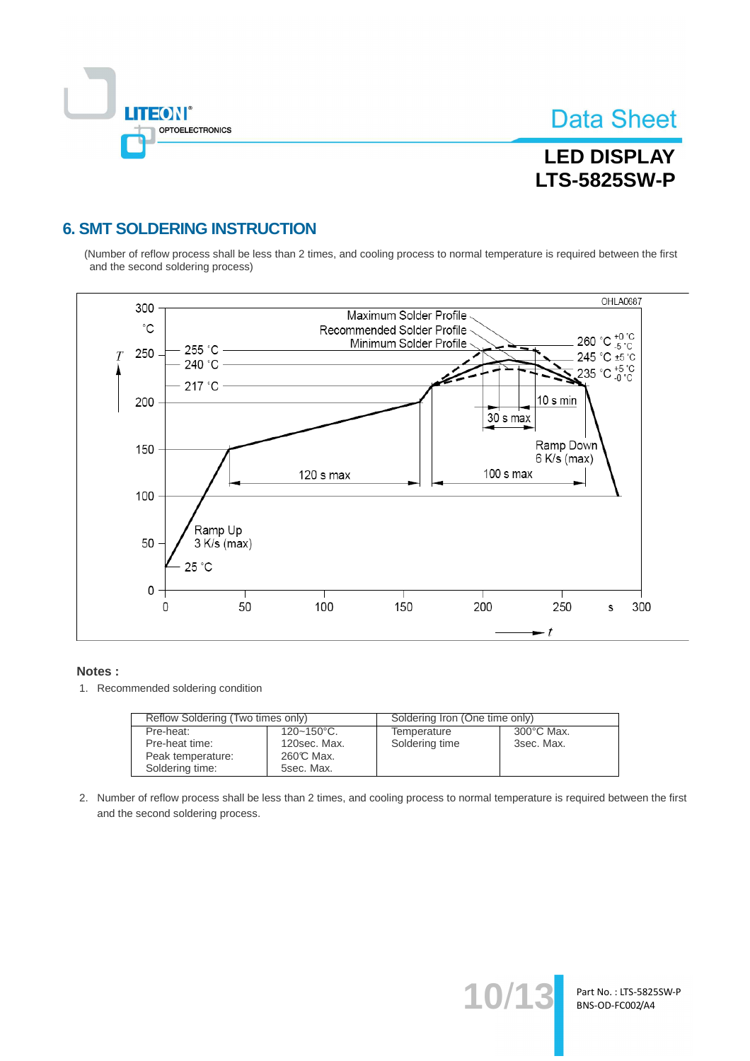## 6. SMT SOLDERING INSTRUCTION

(Number of reflow process shall be less than 2 times, and cooling process to normal temperature is required between the first and the second soldering process)

**Notes :**

1. Recommended soldering condition

| Reflow Soldering (Two times only) | | Soldering Iron (One time only) | |
|---|---|---|---|
| Pre-heat:<br>Pre-heat time:<br>Peak temperature:<br>Soldering time: | 120~150°C.<br>120sec. Max.<br>260℃ Max.<br>5sec. Max. | Temperature<br>Soldering time | 300°C Max.<br>3sec. Max. |

2. Number of reflow process shall be less than 2 times, and cooling process to normal temperature is required between the first and the second soldering process.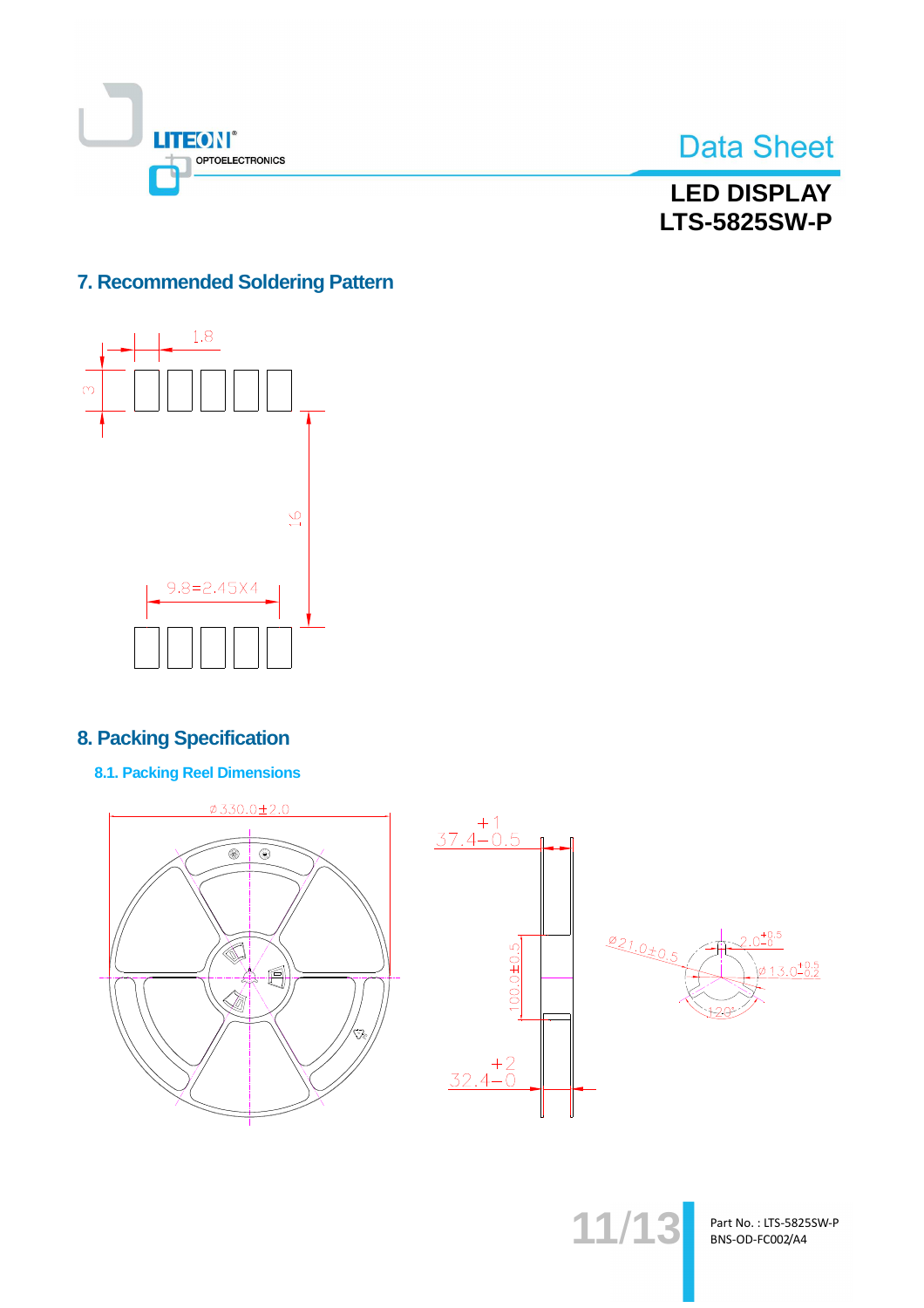## 7. Recommended Soldering Pattern

1.8

3

16

9.8=2.45X4

## 8. Packing Specification

### 8.1. Packing Reel Dimensions

ø 330.0±2.0

$37.4^{+1}_{-0.5}$

100.0±0.5

$32.4^{+2}_{-0}$

ø 21.0±0.5

$2.0^{+0.5}_{-0}$

$ø 13.0^{+0.5}_{-0.2}$

120°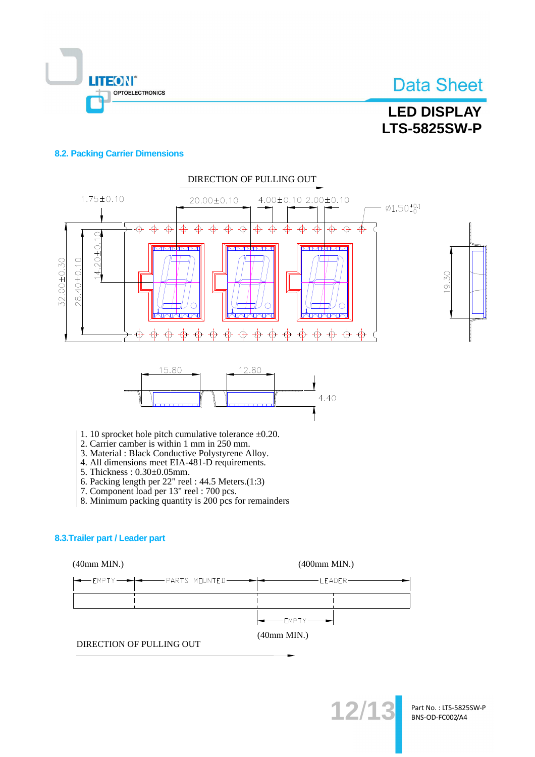## 8.2. Packing Carrier Dimensions

DIRECTION OF PULLING OUT

1.75±0.10　20.00±0.10　4.00±0.10　2.00±0.10　Ø1.50 $^{+0.1}_{-0}$

32.00±0.30　28.40±0.10　14.20±0.10　19.30

15.80　12.80　4.40

1. 10 sprocket hole pitch cumulative tolerance ±0.20.
2. Carrier camber is within 1 mm in 250 mm.
3. Material : Black Conductive Polystyrene Alloy.
4. All dimensions meet EIA-481-D requirements.
5. Thickness : 0.30±0.05mm.
6. Packing length per 22" reel : 44.5 Meters.(1:3)
7. Component load per 13" reel : 700 pcs.
8. Minimum packing quantity is 200 pcs for remainders

## 8.3.Trailer part / Leader part

(40mm MIN.)　(400mm MIN.)

EMPTY　PARTS MOUNTED　LEADER

EMPTY

(40mm MIN.)

DIRECTION OF PULLING OUT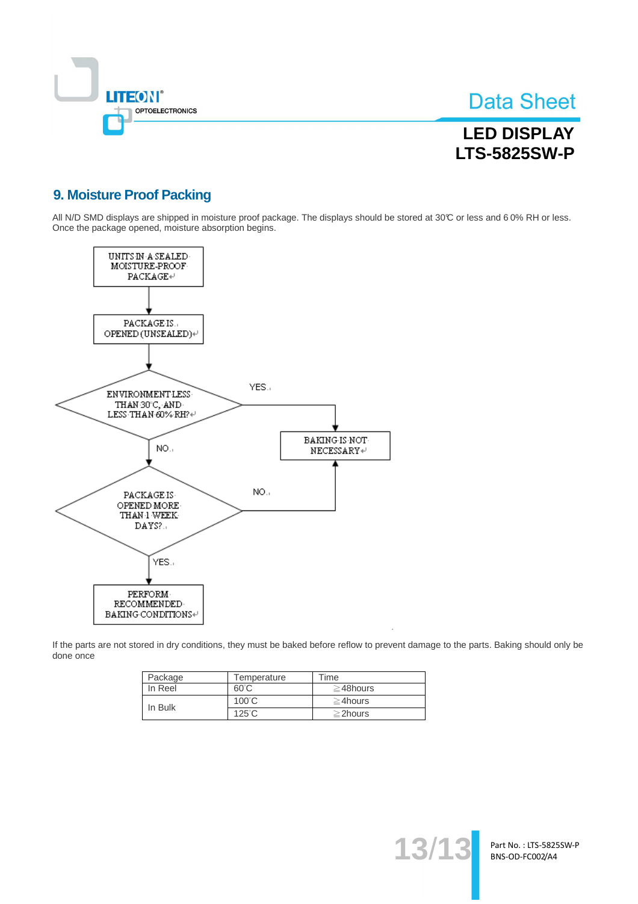## 9. Moisture Proof Packing

All N/D SMD displays are shipped in moisture proof package. The displays should be stored at 30℃ or less and 6 0% RH or less. Once the package opened, moisture absorption begins.

UNITS IN A SEALED MOISTURE-PROOF PACKAGE

PACKAGE IS OPENED (UNSEALED)

ENVIRONMENT LESS THAN 30°C, AND LESS THAN 60% RH?

YES

BAKING IS NOT NECESSARY

NO

PACKAGE IS OPENED MORE THAN 1 WEEK DAYS?

NO

YES

PERFORM RECOMMENDED BAKING CONDITIONS

If the parts are not stored in dry conditions, they must be baked before reflow to prevent damage to the parts. Baking should only be done once

| Package | Temperature | Time |
|---|---|---|
| In Reel | 60°C | ≧48hours |
| In Bulk | 100°C | ≧4hours |
| | 125°C | ≧2hours |